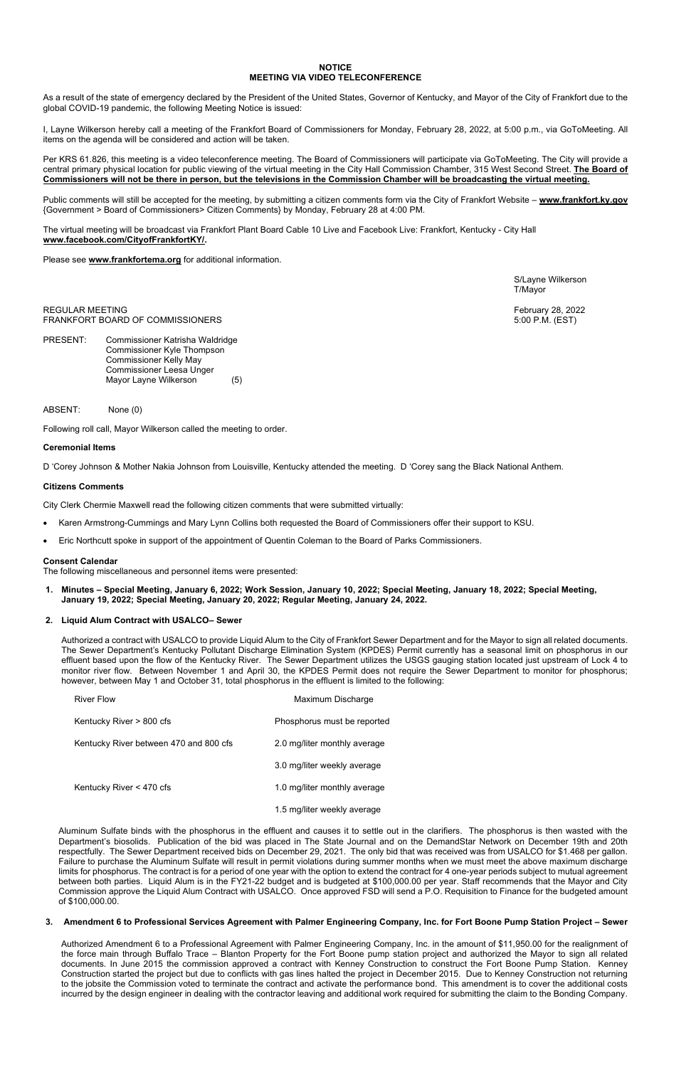**NOTICE**
**MEETING VIA VIDEO TELECONFERENCE**

As a result of the state of emergency declared by the President of the United States, Governor of Kentucky, and Mayor of the City of Frankfort due to the global COVID-19 pandemic, the following Meeting Notice is issued:

I, Layne Wilkerson hereby call a meeting of the Frankfort Board of Commissioners for Monday, February 28, 2022, at 5:00 p.m., via GoToMeeting. All items on the agenda will be considered and action will be taken.

Per KRS 61.826, this meeting is a video teleconference meeting. The Board of Commissioners will participate via GoToMeeting. The City will provide a central primary physical location for public viewing of the virtual meeting in the City Hall Commission Chamber, 315 West Second Street. **The Board of Commissioners will not be there in person, but the televisions in the Commission Chamber will be broadcasting the virtual meeting.**

Public comments will still be accepted for the meeting, by submitting a citizen comments form via the City of Frankfort Website – **www.frankfort.ky.gov** {Government > Board of Commissioners> Citizen Comments} by Monday, February 28 at 4:00 PM.

The virtual meeting will be broadcast via Frankfort Plant Board Cable 10 Live and Facebook Live: Frankfort, Kentucky - City Hall **www.facebook.com/CityofFrankfortKY/.**

Please see **www.frankfortema.org** for additional information.

S/Layne Wilkerson
T/Mayor

REGULAR MEETING
FRANKFORT BOARD OF COMMISSIONERS

February 28, 2022
5:00 P.M. (EST)

PRESENT: Commissioner Katrisha Waldridge
Commissioner Kyle Thompson
Commissioner Kelly May
Commissioner Leesa Unger
Mayor Layne Wilkerson (5)

ABSENT: None (0)

Following roll call, Mayor Wilkerson called the meeting to order.

**Ceremonial Items**

D 'Corey Johnson & Mother Nakia Johnson from Louisville, Kentucky attended the meeting. D 'Corey sang the Black National Anthem.

**Citizens Comments**

City Clerk Chermie Maxwell read the following citizen comments that were submitted virtually:

- Karen Armstrong-Cummings and Mary Lynn Collins both requested the Board of Commissioners offer their support to KSU.
- Eric Northcutt spoke in support of the appointment of Quentin Coleman to the Board of Parks Commissioners.

**Consent Calendar**
The following miscellaneous and personnel items were presented:

1. **Minutes – Special Meeting, January 6, 2022; Work Session, January 10, 2022; Special Meeting, January 18, 2022; Special Meeting, January 19, 2022; Special Meeting, January 20, 2022; Regular Meeting, January 24, 2022.**

2. **Liquid Alum Contract with USALCO– Sewer**

   Authorized a contract with USALCO to provide Liquid Alum to the City of Frankfort Sewer Department and for the Mayor to sign all related documents. The Sewer Department's Kentucky Pollutant Discharge Elimination System (KPDES) Permit currently has a seasonal limit on phosphorus in our effluent based upon the flow of the Kentucky River. The Sewer Department utilizes the USGS gauging station located just upstream of Lock 4 to monitor river flow. Between November 1 and April 30, the KPDES Permit does not require the Sewer Department to monitor for phosphorus; however, between May 1 and October 31, total phosphorus in the effluent is limited to the following:

| River Flow | Maximum Discharge |
|---|---|
| Kentucky River > 800 cfs | Phosphorus must be reported |
| Kentucky River between 470 and 800 cfs | 2.0 mg/liter monthly average |
| | 3.0 mg/liter weekly average |
| Kentucky River < 470 cfs | 1.0 mg/liter monthly average |
| | 1.5 mg/liter weekly average |

   Aluminum Sulfate binds with the phosphorus in the effluent and causes it to settle out in the clarifiers. The phosphorus is then wasted with the Department's biosolids. Publication of the bid was placed in The State Journal and on the DemandStar Network on December 19th and 20th respectfully. The Sewer Department received bids on December 29, 2021. The only bid that was received was from USALCO for $1.468 per gallon. Failure to purchase the Aluminum Sulfate will result in permit violations during summer months when we must meet the above maximum discharge limits for phosphorus. The contract is for a period of one year with the option to extend the contract for 4 one-year periods subject to mutual agreement between both parties. Liquid Alum is in the FY21-22 budget and is budgeted at $100,000.00 per year. Staff recommends that the Mayor and City Commission approve the Liquid Alum Contract with USALCO. Once approved FSD will send a P.O. Requisition to Finance for the budgeted amount of $100,000.00.

3. **Amendment 6 to Professional Services Agreement with Palmer Engineering Company, Inc. for Fort Boone Pump Station Project – Sewer**

   Authorized Amendment 6 to a Professional Agreement with Palmer Engineering Company, Inc. in the amount of $11,950.00 for the realignment of the force main through Buffalo Trace – Blanton Property for the Fort Boone pump station project and authorized the Mayor to sign all related documents. In June 2015 the commission approved a contract with Kenney Construction to construct the Fort Boone Pump Station. Kenney Construction started the project but due to conflicts with gas lines halted the project in December 2015. Due to Kenney Construction not returning to the jobsite the Commission voted to terminate the contract and activate the performance bond. This amendment is to cover the additional costs incurred by the design engineer in dealing with the contractor leaving and additional work required for submitting the claim to the Bonding Company.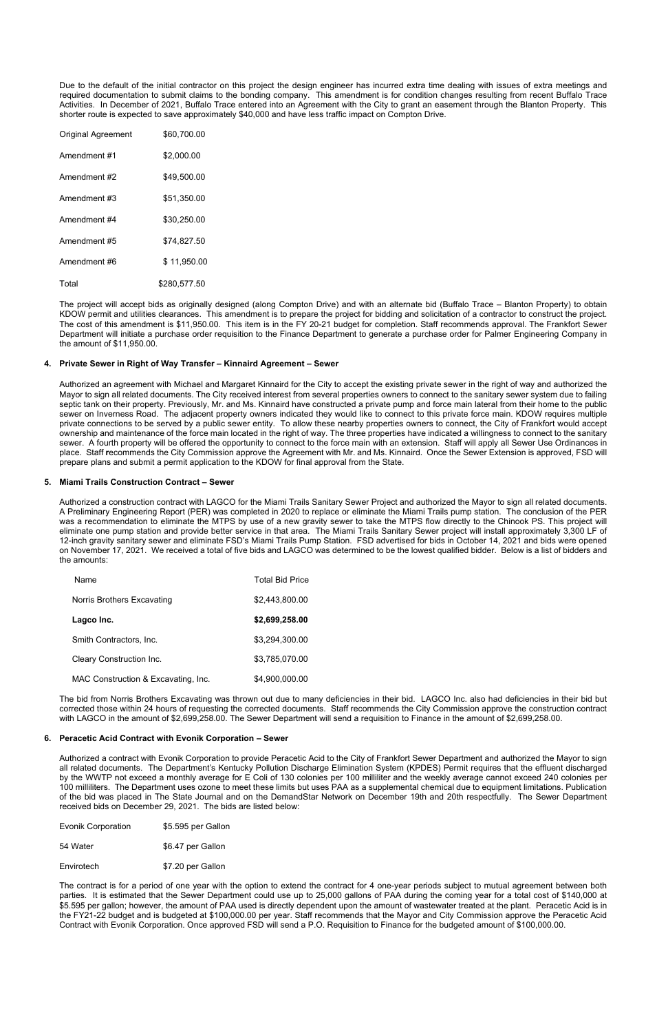Due to the default of the initial contractor on this project the design engineer has incurred extra time dealing with issues of extra meetings and required documentation to submit claims to the bonding company. This amendment is for condition changes resulting from recent Buffalo Trace Activities. In December of 2021, Buffalo Trace entered into an Agreement with the City to grant an easement through the Blanton Property. This shorter route is expected to save approximately $40,000 and have less traffic impact on Compton Drive.

| | |
|---|---|
| Original Agreement | $60,700.00 |
| Amendment #1 | $2,000.00 |
| Amendment #2 | $49,500.00 |
| Amendment #3 | $51,350.00 |
| Amendment #4 | $30,250.00 |
| Amendment #5 | $74,827.50 |
| Amendment #6 | $ 11,950.00 |
| Total | $280,577.50 |

The project will accept bids as originally designed (along Compton Drive) and with an alternate bid (Buffalo Trace – Blanton Property) to obtain KDOW permit and utilities clearances. This amendment is to prepare the project for bidding and solicitation of a contractor to construct the project. The cost of this amendment is $11,950.00. This item is in the FY 20-21 budget for completion. Staff recommends approval. The Frankfort Sewer Department will initiate a purchase order requisition to the Finance Department to generate a purchase order for Palmer Engineering Company in the amount of $11,950.00.

**4. Private Sewer in Right of Way Transfer – Kinnaird Agreement – Sewer**

Authorized an agreement with Michael and Margaret Kinnaird for the City to accept the existing private sewer in the right of way and authorized the Mayor to sign all related documents. The City received interest from several properties owners to connect to the sanitary sewer system due to failing septic tank on their property. Previously, Mr. and Ms. Kinnaird have constructed a private pump and force main lateral from their home to the public sewer on Inverness Road. The adjacent property owners indicated they would like to connect to this private force main. KDOW requires multiple private connections to be served by a public sewer entity. To allow these nearby properties owners to connect, the City of Frankfort would accept ownership and maintenance of the force main located in the right of way. The three properties have indicated a willingness to connect to the sanitary sewer. A fourth property will be offered the opportunity to connect to the force main with an extension. Staff will apply all Sewer Use Ordinances in place. Staff recommends the City Commission approve the Agreement with Mr. and Ms. Kinnaird. Once the Sewer Extension is approved, FSD will prepare plans and submit a permit application to the KDOW for final approval from the State.

**5. Miami Trails Construction Contract – Sewer**

Authorized a construction contract with LAGCO for the Miami Trails Sanitary Sewer Project and authorized the Mayor to sign all related documents. A Preliminary Engineering Report (PER) was completed in 2020 to replace or eliminate the Miami Trails pump station. The conclusion of the PER was a recommendation to eliminate the MTPS by use of a new gravity sewer to take the MTPS flow directly to the Chinook PS. This project will eliminate one pump station and provide better service in that area. The Miami Trails Sanitary Sewer project will install approximately 3,300 LF of 12-inch gravity sanitary sewer and eliminate FSD's Miami Trails Pump Station. FSD advertised for bids in October 14, 2021 and bids were opened on November 17, 2021. We received a total of five bids and LAGCO was determined to be the lowest qualified bidder. Below is a list of bidders and the amounts:

| Name | Total Bid Price |
|---|---|
| Norris Brothers Excavating | $2,443,800.00 |
| **Lagco Inc.** | **$2,699,258.00** |
| Smith Contractors, Inc. | $3,294,300.00 |
| Cleary Construction Inc. | $3,785,070.00 |
| MAC Construction & Excavating, Inc. | $4,900,000.00 |

The bid from Norris Brothers Excavating was thrown out due to many deficiencies in their bid. LAGCO Inc. also had deficiencies in their bid but corrected those within 24 hours of requesting the corrected documents. Staff recommends the City Commission approve the construction contract with LAGCO in the amount of $2,699,258.00. The Sewer Department will send a requisition to Finance in the amount of $2,699,258.00.

**6. Peracetic Acid Contract with Evonik Corporation – Sewer**

Authorized a contract with Evonik Corporation to provide Peracetic Acid to the City of Frankfort Sewer Department and authorized the Mayor to sign all related documents. The Department's Kentucky Pollution Discharge Elimination System (KPDES) Permit requires that the effluent discharged by the WWTP not exceed a monthly average for E Coli of 130 colonies per 100 milliliter and the weekly average cannot exceed 240 colonies per 100 milliliters. The Department uses ozone to meet these limits but uses PAA as a supplemental chemical due to equipment limitations. Publication of the bid was placed in The State Journal and on the DemandStar Network on December 19th and 20th respectfully. The Sewer Department received bids on December 29, 2021. The bids are listed below:

| | |
|---|---|
| Evonik Corporation | $5.595 per Gallon |
| 54 Water | $6.47 per Gallon |
| Envirotech | $7.20 per Gallon |

The contract is for a period of one year with the option to extend the contract for 4 one-year periods subject to mutual agreement between both parties. It is estimated that the Sewer Department could use up to 25,000 gallons of PAA during the coming year for a total cost of $140,000 at $5.595 per gallon; however, the amount of PAA used is directly dependent upon the amount of wastewater treated at the plant. Peracetic Acid is in the FY21-22 budget and is budgeted at $100,000.00 per year. Staff recommends that the Mayor and City Commission approve the Peracetic Acid Contract with Evonik Corporation. Once approved FSD will send a P.O. Requisition to Finance for the budgeted amount of $100,000.00.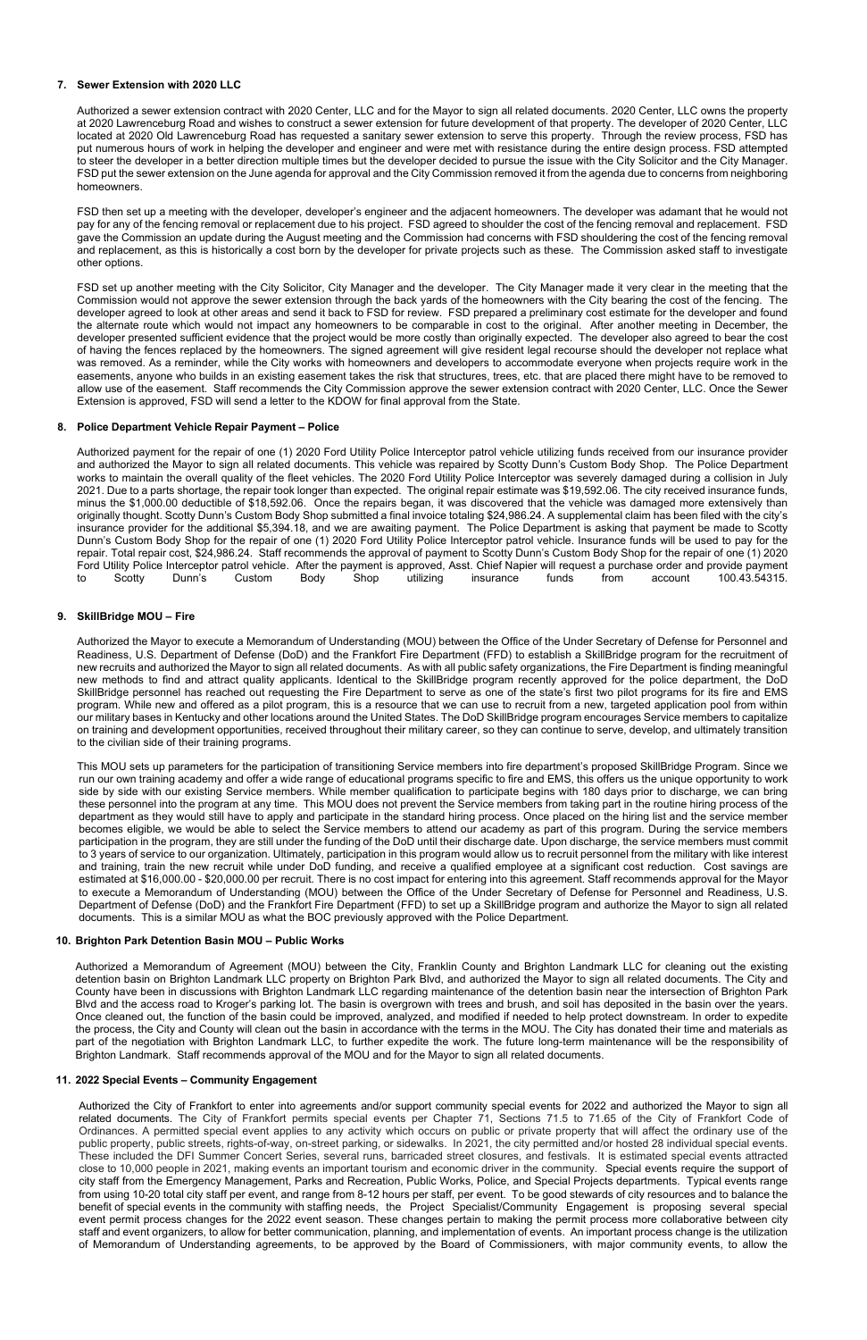**7. Sewer Extension with 2020 LLC**

Authorized a sewer extension contract with 2020 Center, LLC and for the Mayor to sign all related documents. 2020 Center, LLC owns the property at 2020 Lawrenceburg Road and wishes to construct a sewer extension for future development of that property. The developer of 2020 Center, LLC located at 2020 Old Lawrenceburg Road has requested a sanitary sewer extension to serve this property. Through the review process, FSD has put numerous hours of work in helping the developer and engineer and were met with resistance during the entire design process. FSD attempted to steer the developer in a better direction multiple times but the developer decided to pursue the issue with the City Solicitor and the City Manager. FSD put the sewer extension on the June agenda for approval and the City Commission removed it from the agenda due to concerns from neighboring homeowners.

FSD then set up a meeting with the developer, developer's engineer and the adjacent homeowners. The developer was adamant that he would not pay for any of the fencing removal or replacement due to his project. FSD agreed to shoulder the cost of the fencing removal and replacement. FSD gave the Commission an update during the August meeting and the Commission had concerns with FSD shouldering the cost of the fencing removal and replacement, as this is historically a cost born by the developer for private projects such as these. The Commission asked staff to investigate other options.

FSD set up another meeting with the City Solicitor, City Manager and the developer. The City Manager made it very clear in the meeting that the Commission would not approve the sewer extension through the back yards of the homeowners with the City bearing the cost of the fencing. The developer agreed to look at other areas and send it back to FSD for review. FSD prepared a preliminary cost estimate for the developer and found the alternate route which would not impact any homeowners to be comparable in cost to the original. After another meeting in December, the developer presented sufficient evidence that the project would be more costly than originally expected. The developer also agreed to bear the cost of having the fences replaced by the homeowners. The signed agreement will give resident legal recourse should the developer not replace what was removed. As a reminder, while the City works with homeowners and developers to accommodate everyone when projects require work in the easements, anyone who builds in an existing easement takes the risk that structures, trees, etc. that are placed there might have to be removed to allow use of the easement. Staff recommends the City Commission approve the sewer extension contract with 2020 Center, LLC. Once the Sewer Extension is approved, FSD will send a letter to the KDOW for final approval from the State.

**8. Police Department Vehicle Repair Payment – Police**

Authorized payment for the repair of one (1) 2020 Ford Utility Police Interceptor patrol vehicle utilizing funds received from our insurance provider and authorized the Mayor to sign all related documents. This vehicle was repaired by Scotty Dunn's Custom Body Shop. The Police Department works to maintain the overall quality of the fleet vehicles. The 2020 Ford Utility Police Interceptor was severely damaged during a collision in July 2021. Due to a parts shortage, the repair took longer than expected. The original repair estimate was $19,592.06. The city received insurance funds, minus the $1,000.00 deductible of $18,592.06. Once the repairs began, it was discovered that the vehicle was damaged more extensively than originally thought. Scotty Dunn's Custom Body Shop submitted a final invoice totaling $24,986.24. A supplemental claim has been filed with the city's insurance provider for the additional $5,394.18, and we are awaiting payment. The Police Department is asking that payment be made to Scotty Dunn's Custom Body Shop for the repair of one (1) 2020 Ford Utility Police Interceptor patrol vehicle. Insurance funds will be used to pay for the repair. Total repair cost, $24,986.24. Staff recommends the approval of payment to Scotty Dunn's Custom Body Shop for the repair of one (1) 2020 Ford Utility Police Interceptor patrol vehicle. After the payment is approved, Asst. Chief Napier will request a purchase order and provide payment to Scotty Dunn's Custom Body Shop utilizing insurance funds from account 100.43.54315.

**9. SkillBridge MOU – Fire**

Authorized the Mayor to execute a Memorandum of Understanding (MOU) between the Office of the Under Secretary of Defense for Personnel and Readiness, U.S. Department of Defense (DoD) and the Frankfort Fire Department (FFD) to establish a SkillBridge program for the recruitment of new recruits and authorized the Mayor to sign all related documents. As with all public safety organizations, the Fire Department is finding meaningful new methods to find and attract quality applicants. Identical to the SkillBridge program recently approved for the police department, the DoD SkillBridge personnel has reached out requesting the Fire Department to serve as one of the state's first two pilot programs for its fire and EMS program. While new and offered as a pilot program, this is a resource that we can use to recruit from a new, targeted application pool from within our military bases in Kentucky and other locations around the United States. The DoD SkillBridge program encourages Service members to capitalize on training and development opportunities, received throughout their military career, so they can continue to serve, develop, and ultimately transition to the civilian side of their training programs.

This MOU sets up parameters for the participation of transitioning Service members into fire department's proposed SkillBridge Program. Since we run our own training academy and offer a wide range of educational programs specific to fire and EMS, this offers us the unique opportunity to work side by side with our existing Service members. While member qualification to participate begins with 180 days prior to discharge, we can bring these personnel into the program at any time. This MOU does not prevent the Service members from taking part in the routine hiring process of the department as they would still have to apply and participate in the standard hiring process. Once placed on the hiring list and the service member becomes eligible, we would be able to select the Service members to attend our academy as part of this program. During the service members participation in the program, they are still under the funding of the DoD until their discharge date. Upon discharge, the service members must commit to 3 years of service to our organization. Ultimately, participation in this program would allow us to recruit personnel from the military with like interest and training, train the new recruit while under DoD funding, and receive a qualified employee at a significant cost reduction. Cost savings are estimated at $16,000.00 - $20,000.00 per recruit. There is no cost impact for entering into this agreement. Staff recommends approval for the Mayor to execute a Memorandum of Understanding (MOU) between the Office of the Under Secretary of Defense for Personnel and Readiness, U.S. Department of Defense (DoD) and the Frankfort Fire Department (FFD) to set up a SkillBridge program and authorize the Mayor to sign all related documents. This is a similar MOU as what the BOC previously approved with the Police Department.

**10. Brighton Park Detention Basin MOU – Public Works**

Authorized a Memorandum of Agreement (MOU) between the City, Franklin County and Brighton Landmark LLC for cleaning out the existing detention basin on Brighton Landmark LLC property on Brighton Park Blvd, and authorized the Mayor to sign all related documents. The City and County have been in discussions with Brighton Landmark LLC regarding maintenance of the detention basin near the intersection of Brighton Park Blvd and the access road to Kroger's parking lot. The basin is overgrown with trees and brush, and soil has deposited in the basin over the years. Once cleaned out, the function of the basin could be improved, analyzed, and modified if needed to help protect downstream. In order to expedite the process, the City and County will clean out the basin in accordance with the terms in the MOU. The City has donated their time and materials as part of the negotiation with Brighton Landmark LLC, to further expedite the work. The future long-term maintenance will be the responsibility of Brighton Landmark. Staff recommends approval of the MOU and for the Mayor to sign all related documents.

**11. 2022 Special Events – Community Engagement**

Authorized the City of Frankfort to enter into agreements and/or support community special events for 2022 and authorized the Mayor to sign all related documents. The City of Frankfort permits special events per Chapter 71, Sections 71.5 to 71.65 of the City of Frankfort Code of Ordinances. A permitted special event applies to any activity which occurs on public or private property that will affect the ordinary use of the public property, public streets, rights-of-way, on-street parking, or sidewalks. In 2021, the city permitted and/or hosted 28 individual special events. These included the DFI Summer Concert Series, several runs, barricaded street closures, and festivals. It is estimated special events attracted close to 10,000 people in 2021, making events an important tourism and economic driver in the community. Special events require the support of city staff from the Emergency Management, Parks and Recreation, Public Works, Police, and Special Projects departments. Typical events range from using 10-20 total city staff per event, and range from 8-12 hours per staff, per event. To be good stewards of city resources and to balance the benefit of special events in the community with staffing needs, the Project Specialist/Community Engagement is proposing several special event permit process changes for the 2022 event season. These changes pertain to making the permit process more collaborative between city staff and event organizers, to allow for better communication, planning, and implementation of events. An important process change is the utilization of Memorandum of Understanding agreements, to be approved by the Board of Commissioners, with major community events, to allow the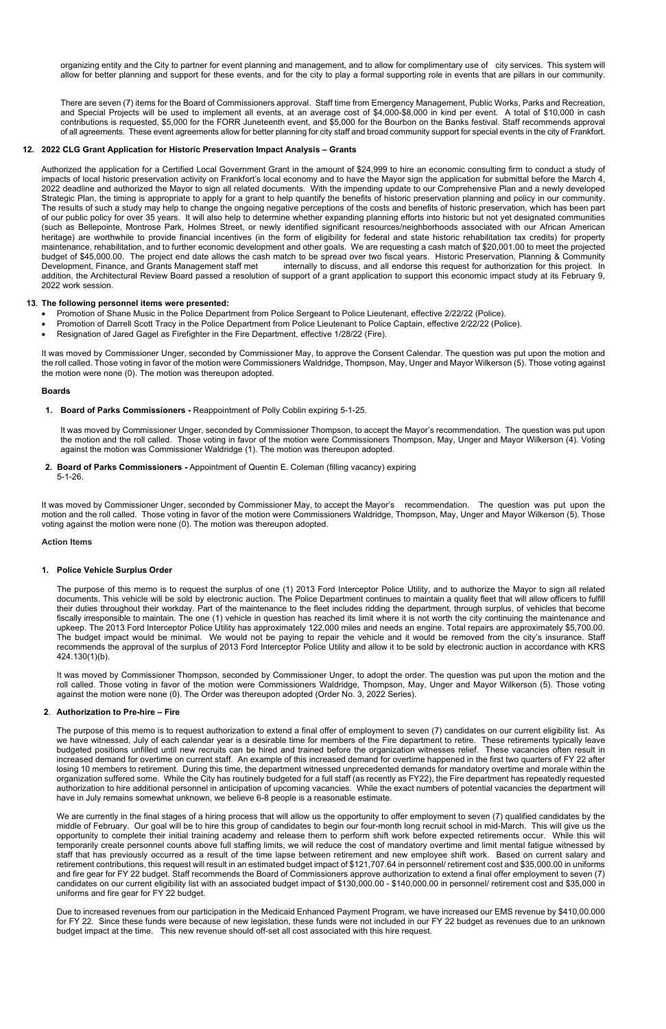organizing entity and the City to partner for event planning and management, and to allow for complimentary use of city services. This system will allow for better planning and support for these events, and for the city to play a formal supporting role in events that are pillars in our community.

There are seven (7) items for the Board of Commissioners approval. Staff time from Emergency Management, Public Works, Parks and Recreation, and Special Projects will be used to implement all events, at an average cost of $4,000-$8,000 in kind per event. A total of $10,000 in cash contributions is requested, $5,000 for the FORR Juneteenth event, and $5,000 for the Bourbon on the Banks festival. Staff recommends approval of all agreements. These event agreements allow for better planning for city staff and broad community support for special events in the city of Frankfort.

**12. 2022 CLG Grant Application for Historic Preservation Impact Analysis – Grants**

Authorized the application for a Certified Local Government Grant in the amount of $24,999 to hire an economic consulting firm to conduct a study of impacts of local historic preservation activity on Frankfort's local economy and to have the Mayor sign the application for submittal before the March 4, 2022 deadline and authorized the Mayor to sign all related documents. With the impending update to our Comprehensive Plan and a newly developed Strategic Plan, the timing is appropriate to apply for a grant to help quantify the benefits of historic preservation planning and policy in our community. The results of such a study may help to change the ongoing negative perceptions of the costs and benefits of historic preservation, which has been part of our public policy for over 35 years. It will also help to determine whether expanding planning efforts into historic but not yet designated communities (such as Bellepointe, Montrose Park, Holmes Street, or newly identified significant resources/neighborhoods associated with our African American heritage) are worthwhile to provide financial incentives (in the form of eligibility for federal and state historic rehabilitation tax credits) for property maintenance, rehabilitation, and to further economic development and other goals. We are requesting a cash match of $20,001.00 to meet the projected budget of $45,000.00. The project end date allows the cash match to be spread over two fiscal years. Historic Preservation, Planning & Community Development, Finance, and Grants Management staff met internally to discuss, and all endorse this request for authorization for this project. In addition, the Architectural Review Board passed a resolution of support of a grant application to support this economic impact study at its February 9, 2022 work session.

**13. The following personnel items were presented:**

- Promotion of Shane Music in the Police Department from Police Sergeant to Police Lieutenant, effective 2/22/22 (Police).
- Promotion of Darrell Scott Tracy in the Police Department from Police Lieutenant to Police Captain, effective 2/22/22 (Police).
- Resignation of Jared Gagel as Firefighter in the Fire Department, effective 1/28/22 (Fire).

It was moved by Commissioner Unger, seconded by Commissioner May, to approve the Consent Calendar. The question was put upon the motion and the roll called. Those voting in favor of the motion were Commissioners Waldridge, Thompson, May, Unger and Mayor Wilkerson (5). Those voting against the motion were none (0). The motion was thereupon adopted.

**Boards**

1. **Board of Parks Commissioners -** Reappointment of Polly Coblin expiring 5-1-25.

   It was moved by Commissioner Unger, seconded by Commissioner Thompson, to accept the Mayor's recommendation. The question was put upon the motion and the roll called. Those voting in favor of the motion were Commissioners Thompson, May, Unger and Mayor Wilkerson (4). Voting against the motion was Commissioner Waldridge (1). The motion was thereupon adopted.

2. **Board of Parks Commissioners -** Appointment of Quentin E. Coleman (filling vacancy) expiring 5-1-26.

It was moved by Commissioner Unger, seconded by Commissioner May, to accept the Mayor's recommendation. The question was put upon the motion and the roll called. Those voting in favor of the motion were Commissioners Waldridge, Thompson, May, Unger and Mayor Wilkerson (5). Those voting against the motion were none (0). The motion was thereupon adopted.

**Action Items**

**1. Police Vehicle Surplus Order**

The purpose of this memo is to request the surplus of one (1) 2013 Ford Interceptor Police Utility, and to authorize the Mayor to sign all related documents. This vehicle will be sold by electronic auction. The Police Department continues to maintain a quality fleet that will allow officers to fulfill their duties throughout their workday. Part of the maintenance to the fleet includes ridding the department, through surplus, of vehicles that become fiscally irresponsible to maintain. The one (1) vehicle in question has reached its limit where it is not worth the city continuing the maintenance and upkeep. The 2013 Ford Interceptor Police Utility has approximately 122,000 miles and needs an engine. Total repairs are approximately $5,700.00. The budget impact would be minimal. We would not be paying to repair the vehicle and it would be removed from the city's insurance. Staff recommends the approval of the surplus of 2013 Ford Interceptor Police Utility and allow it to be sold by electronic auction in accordance with KRS 424.130(1)(b).

It was moved by Commissioner Thompson, seconded by Commissioner Unger, to adopt the order. The question was put upon the motion and the roll called. Those voting in favor of the motion were Commissioners Waldridge, Thompson, May, Unger and Mayor Wilkerson (5). Those voting against the motion were none (0). The Order was thereupon adopted (Order No. 3, 2022 Series).

**2. Authorization to Pre-hire – Fire**

The purpose of this memo is to request authorization to extend a final offer of employment to seven (7) candidates on our current eligibility list. As we have witnessed, July of each calendar year is a desirable time for members of the Fire department to retire. These retirements typically leave budgeted positions unfilled until new recruits can be hired and trained before the organization witnesses relief. These vacancies often result in increased demand for overtime on current staff. An example of this increased demand for overtime happened in the first two quarters of FY 22 after losing 10 members to retirement. During this time, the department witnessed unprecedented demands for mandatory overtime and morale within the organization suffered some. While the City has routinely budgeted for a full staff (as recently as FY22), the Fire department has repeatedly requested authorization to hire additional personnel in anticipation of upcoming vacancies. While the exact numbers of potential vacancies the department will have in July remains somewhat unknown, we believe 6-8 people is a reasonable estimate.

We are currently in the final stages of a hiring process that will allow us the opportunity to offer employment to seven (7) qualified candidates by the middle of February. Our goal will be to hire this group of candidates to begin our four-month long recruit school in mid-March. This will give us the opportunity to complete their initial training academy and release them to perform shift work before expected retirements occur. While this will temporarily create personnel counts above full staffing limits, we will reduce the cost of mandatory overtime and limit mental fatigue witnessed by staff that has previously occurred as a result of the time lapse between retirement and new employee shift work. Based on current salary and retirement contributions, this request will result in an estimated budget impact of $121,707.64 in personnel/ retirement cost and $35,000.00 in uniforms and fire gear for FY 22 budget. Staff recommends the Board of Commissioners approve authorization to extend a final offer employment to seven (7) candidates on our current eligibility list with an associated budget impact of $130,000.00 - $140,000.00 in personnel/ retirement cost and $35,000 in uniforms and fire gear for FY 22 budget.

Due to increased revenues from our participation in the Medicaid Enhanced Payment Program, we have increased our EMS revenue by $410,00.000 for FY 22. Since these funds were because of new legislation, these funds were not included in our FY 22 budget as revenues due to an unknown budget impact at the time. This new revenue should off-set all cost associated with this hire request.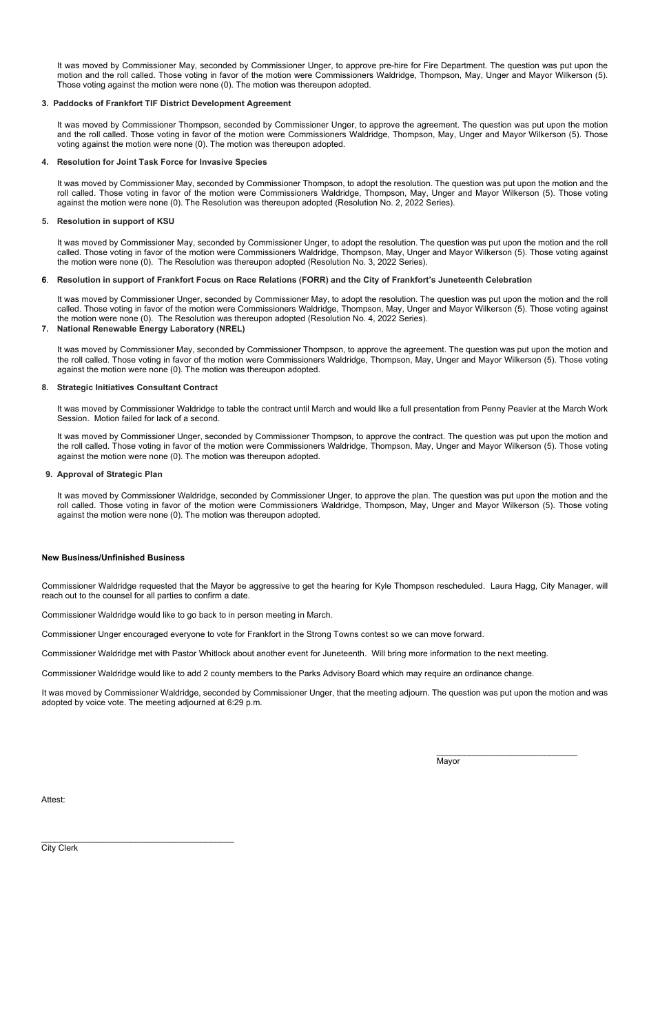It was moved by Commissioner May, seconded by Commissioner Unger, to approve pre-hire for Fire Department. The question was put upon the motion and the roll called. Those voting in favor of the motion were Commissioners Waldridge, Thompson, May, Unger and Mayor Wilkerson (5). Those voting against the motion were none (0). The motion was thereupon adopted.

**3. Paddocks of Frankfort TIF District Development Agreement**

It was moved by Commissioner Thompson, seconded by Commissioner Unger, to approve the agreement. The question was put upon the motion and the roll called. Those voting in favor of the motion were Commissioners Waldridge, Thompson, May, Unger and Mayor Wilkerson (5). Those voting against the motion were none (0). The motion was thereupon adopted.

**4. Resolution for Joint Task Force for Invasive Species**

It was moved by Commissioner May, seconded by Commissioner Thompson, to adopt the resolution. The question was put upon the motion and the roll called. Those voting in favor of the motion were Commissioners Waldridge, Thompson, May, Unger and Mayor Wilkerson (5). Those voting against the motion were none (0). The Resolution was thereupon adopted (Resolution No. 2, 2022 Series).

**5. Resolution in support of KSU**

It was moved by Commissioner May, seconded by Commissioner Unger, to adopt the resolution. The question was put upon the motion and the roll called. Those voting in favor of the motion were Commissioners Waldridge, Thompson, May, Unger and Mayor Wilkerson (5). Those voting against the motion were none (0). The Resolution was thereupon adopted (Resolution No. 3, 2022 Series).

**6. Resolution in support of Frankfort Focus on Race Relations (FORR) and the City of Frankfort's Juneteenth Celebration**

It was moved by Commissioner Unger, seconded by Commissioner May, to adopt the resolution. The question was put upon the motion and the roll called. Those voting in favor of the motion were Commissioners Waldridge, Thompson, May, Unger and Mayor Wilkerson (5). Those voting against the motion were none (0). The Resolution was thereupon adopted (Resolution No. 4, 2022 Series).

**7. National Renewable Energy Laboratory (NREL)**

It was moved by Commissioner May, seconded by Commissioner Thompson, to approve the agreement. The question was put upon the motion and the roll called. Those voting in favor of the motion were Commissioners Waldridge, Thompson, May, Unger and Mayor Wilkerson (5). Those voting against the motion were none (0). The motion was thereupon adopted.

**8. Strategic Initiatives Consultant Contract**

It was moved by Commissioner Waldridge to table the contract until March and would like a full presentation from Penny Peavler at the March Work Session. Motion failed for lack of a second.

It was moved by Commissioner Unger, seconded by Commissioner Thompson, to approve the contract. The question was put upon the motion and the roll called. Those voting in favor of the motion were Commissioners Waldridge, Thompson, May, Unger and Mayor Wilkerson (5). Those voting against the motion were none (0). The motion was thereupon adopted.

**9. Approval of Strategic Plan**

It was moved by Commissioner Waldridge, seconded by Commissioner Unger, to approve the plan. The question was put upon the motion and the roll called. Those voting in favor of the motion were Commissioners Waldridge, Thompson, May, Unger and Mayor Wilkerson (5). Those voting against the motion were none (0). The motion was thereupon adopted.

**New Business/Unfinished Business**

Commissioner Waldridge requested that the Mayor be aggressive to get the hearing for Kyle Thompson rescheduled. Laura Hagg, City Manager, will reach out to the counsel for all parties to confirm a date.

Commissioner Waldridge would like to go back to in person meeting in March.

Commissioner Unger encouraged everyone to vote for Frankfort in the Strong Towns contest so we can move forward.

Commissioner Waldridge met with Pastor Whitlock about another event for Juneteenth. Will bring more information to the next meeting.

Commissioner Waldridge would like to add 2 county members to the Parks Advisory Board which may require an ordinance change.

It was moved by Commissioner Waldridge, seconded by Commissioner Unger, that the meeting adjourn. The question was put upon the motion and was adopted by voice vote. The meeting adjourned at 6:29 p.m.

\_\_\_\_\_\_\_\_\_\_\_\_\_\_\_\_\_\_\_\_\_\_\_\_\_\_\_\_\_\_

Mayor

Attest:

\_\_\_\_\_\_\_\_\_\_\_\_\_\_\_\_\_\_\_\_\_\_\_\_\_\_\_\_\_\_\_\_\_\_\_\_\_\_\_\_

City Clerk